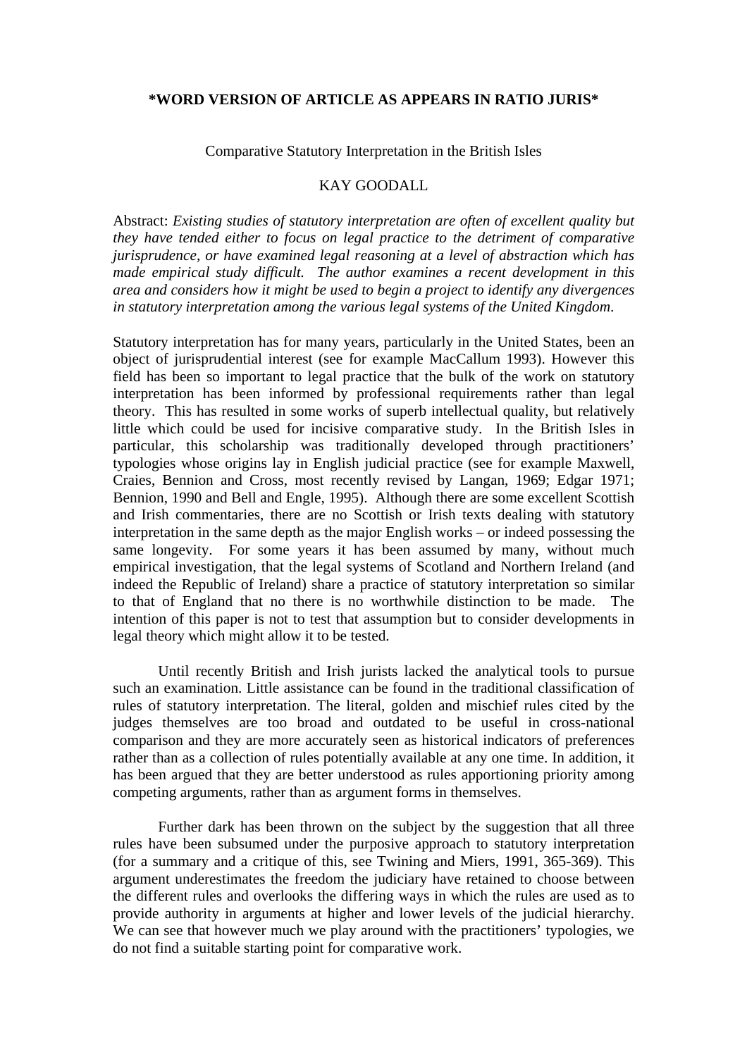**\*WORD VERSION OF ARTICLE AS APPEARS IN RATIO JURIS\***

Comparative Statutory Interpretation in the British Isles

KAY GOODALL

Abstract: *Existing studies of statutory interpretation are often of excellent quality but they have tended either to focus on legal practice to the detriment of comparative jurisprudence, or have examined legal reasoning at a level of abstraction which has made empirical study difficult. The author examines a recent development in this area and considers how it might be used to begin a project to identify any divergences in statutory interpretation among the various legal systems of the United Kingdom.*

Statutory interpretation has for many years, particularly in the United States, been an object of jurisprudential interest (see for example MacCallum 1993). However this field has been so important to legal practice that the bulk of the work on statutory interpretation has been informed by professional requirements rather than legal theory. This has resulted in some works of superb intellectual quality, but relatively little which could be used for incisive comparative study. In the British Isles in particular, this scholarship was traditionally developed through practitioners' typologies whose origins lay in English judicial practice (see for example Maxwell, Craies, Bennion and Cross, most recently revised by Langan, 1969; Edgar 1971; Bennion, 1990 and Bell and Engle, 1995). Although there are some excellent Scottish and Irish commentaries, there are no Scottish or Irish texts dealing with statutory interpretation in the same depth as the major English works – or indeed possessing the same longevity. For some years it has been assumed by many, without much empirical investigation, that the legal systems of Scotland and Northern Ireland (and indeed the Republic of Ireland) share a practice of statutory interpretation so similar to that of England that no there is no worthwhile distinction to be made. The intention of this paper is not to test that assumption but to consider developments in legal theory which might allow it to be tested.

Until recently British and Irish jurists lacked the analytical tools to pursue such an examination. Little assistance can be found in the traditional classification of rules of statutory interpretation. The literal, golden and mischief rules cited by the judges themselves are too broad and outdated to be useful in cross-national comparison and they are more accurately seen as historical indicators of preferences rather than as a collection of rules potentially available at any one time. In addition, it has been argued that they are better understood as rules apportioning priority among competing arguments, rather than as argument forms in themselves.

Further dark has been thrown on the subject by the suggestion that all three rules have been subsumed under the purposive approach to statutory interpretation (for a summary and a critique of this, see Twining and Miers, 1991, 365-369). This argument underestimates the freedom the judiciary have retained to choose between the different rules and overlooks the differing ways in which the rules are used as to provide authority in arguments at higher and lower levels of the judicial hierarchy. We can see that however much we play around with the practitioners' typologies, we do not find a suitable starting point for comparative work.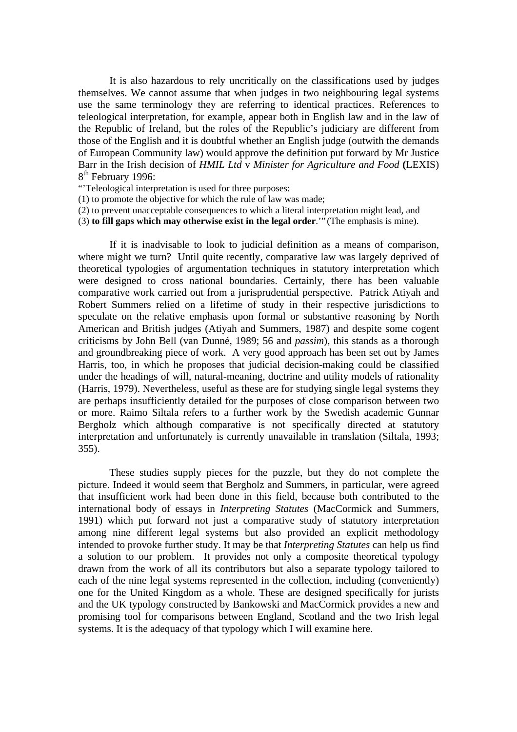It is also hazardous to rely uncritically on the classifications used by judges themselves. We cannot assume that when judges in two neighbouring legal systems use the same terminology they are referring to identical practices. References to teleological interpretation, for example, appear both in English law and in the law of the Republic of Ireland, but the roles of the Republic's judiciary are different from those of the English and it is doubtful whether an English judge (outwith the demands of European Community law) would approve the definition put forward by Mr Justice Barr in the Irish decision of *HMIL Ltd* v *Minister for Agriculture and Food* **(**LEXIS) 8th February 1996:

"'Teleological interpretation is used for three purposes:

(1) to promote the objective for which the rule of law was made;

(2) to prevent unacceptable consequences to which a literal interpretation might lead, and

(3) **to fill gaps which may otherwise exist in the legal order**.'" (The emphasis is mine).

If it is inadvisable to look to judicial definition as a means of comparison, where might we turn? Until quite recently, comparative law was largely deprived of theoretical typologies of argumentation techniques in statutory interpretation which were designed to cross national boundaries. Certainly, there has been valuable comparative work carried out from a jurisprudential perspective. Patrick Atiyah and Robert Summers relied on a lifetime of study in their respective jurisdictions to speculate on the relative emphasis upon formal or substantive reasoning by North American and British judges (Atiyah and Summers, 1987) and despite some cogent criticisms by John Bell (van Dunné, 1989; 56 and *passim*), this stands as a thorough and groundbreaking piece of work. A very good approach has been set out by James Harris, too, in which he proposes that judicial decision-making could be classified under the headings of will, natural-meaning, doctrine and utility models of rationality (Harris, 1979). Nevertheless, useful as these are for studying single legal systems they are perhaps insufficiently detailed for the purposes of close comparison between two or more. Raimo Siltala refers to a further work by the Swedish academic Gunnar Bergholz which although comparative is not specifically directed at statutory interpretation and unfortunately is currently unavailable in translation (Siltala, 1993; 355).

These studies supply pieces for the puzzle, but they do not complete the picture. Indeed it would seem that Bergholz and Summers, in particular, were agreed that insufficient work had been done in this field, because both contributed to the international body of essays in *Interpreting Statutes* (MacCormick and Summers, 1991) which put forward not just a comparative study of statutory interpretation among nine different legal systems but also provided an explicit methodology intended to provoke further study. It may be that *Interpreting Statutes* can help us find a solution to our problem. It provides not only a composite theoretical typology drawn from the work of all its contributors but also a separate typology tailored to each of the nine legal systems represented in the collection, including (conveniently) one for the United Kingdom as a whole. These are designed specifically for jurists and the UK typology constructed by Bankowski and MacCormick provides a new and promising tool for comparisons between England, Scotland and the two Irish legal systems. It is the adequacy of that typology which I will examine here.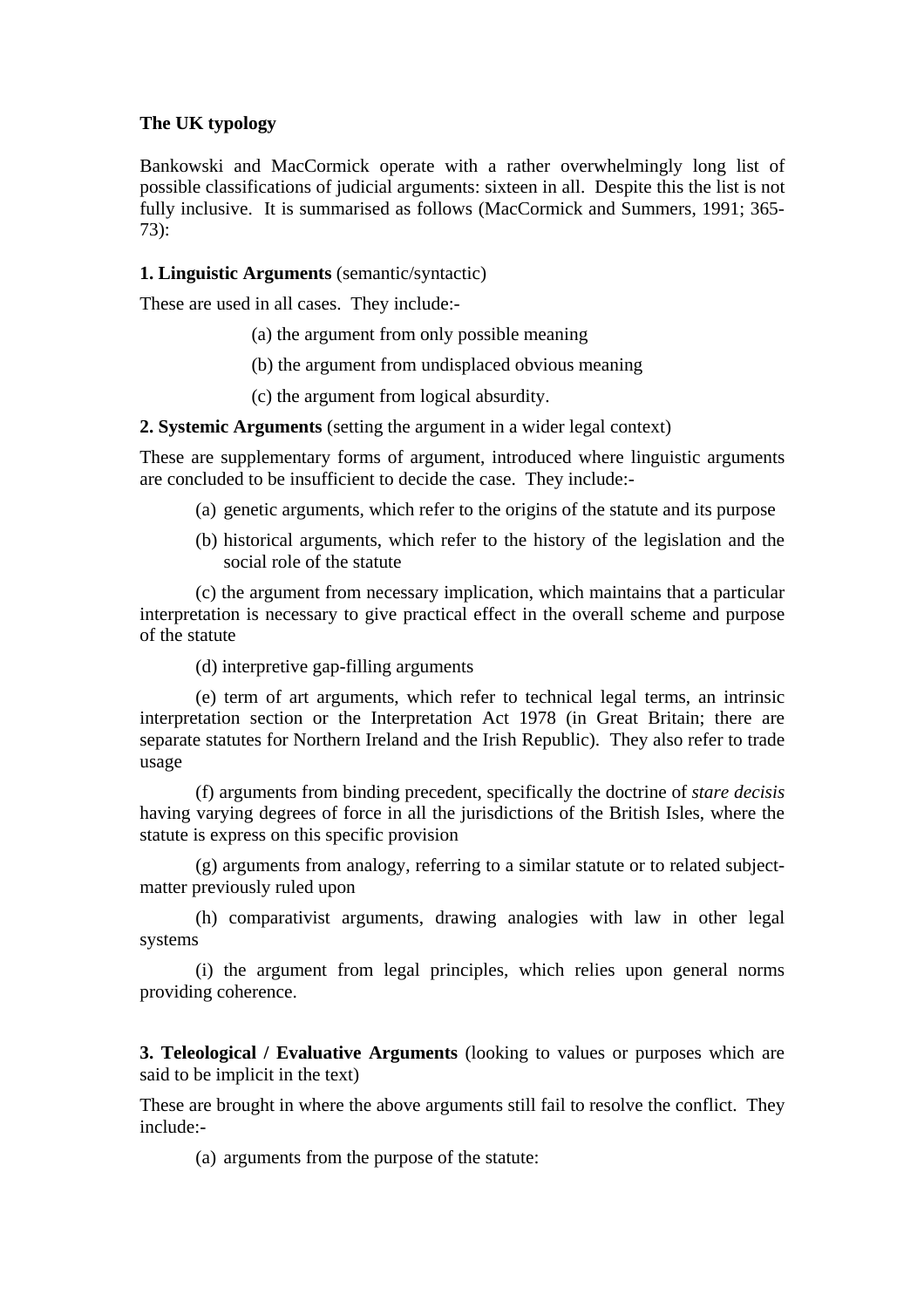**The UK typology**

Bankowski and MacCormick operate with a rather overwhelmingly long list of possible classifications of judicial arguments: sixteen in all. Despite this the list is not fully inclusive. It is summarised as follows (MacCormick and Summers, 1991; 365-73):

**1. Linguistic Arguments** (semantic/syntactic)

These are used in all cases. They include:-

(a) the argument from only possible meaning

(b) the argument from undisplaced obvious meaning

(c) the argument from logical absurdity.

**2. Systemic Arguments** (setting the argument in a wider legal context)

These are supplementary forms of argument, introduced where linguistic arguments are concluded to be insufficient to decide the case. They include:-

(a) genetic arguments, which refer to the origins of the statute and its purpose

(b) historical arguments, which refer to the history of the legislation and the social role of the statute

(c) the argument from necessary implication, which maintains that a particular interpretation is necessary to give practical effect in the overall scheme and purpose of the statute

(d) interpretive gap-filling arguments

(e) term of art arguments, which refer to technical legal terms, an intrinsic interpretation section or the Interpretation Act 1978 (in Great Britain; there are separate statutes for Northern Ireland and the Irish Republic). They also refer to trade usage

(f) arguments from binding precedent, specifically the doctrine of *stare decisis* having varying degrees of force in all the jurisdictions of the British Isles, where the statute is express on this specific provision

(g) arguments from analogy, referring to a similar statute or to related subject-matter previously ruled upon

(h) comparativist arguments, drawing analogies with law in other legal systems

(i) the argument from legal principles, which relies upon general norms providing coherence.

**3. Teleological / Evaluative Arguments** (looking to values or purposes which are said to be implicit in the text)

These are brought in where the above arguments still fail to resolve the conflict. They include:-

(a) arguments from the purpose of the statute: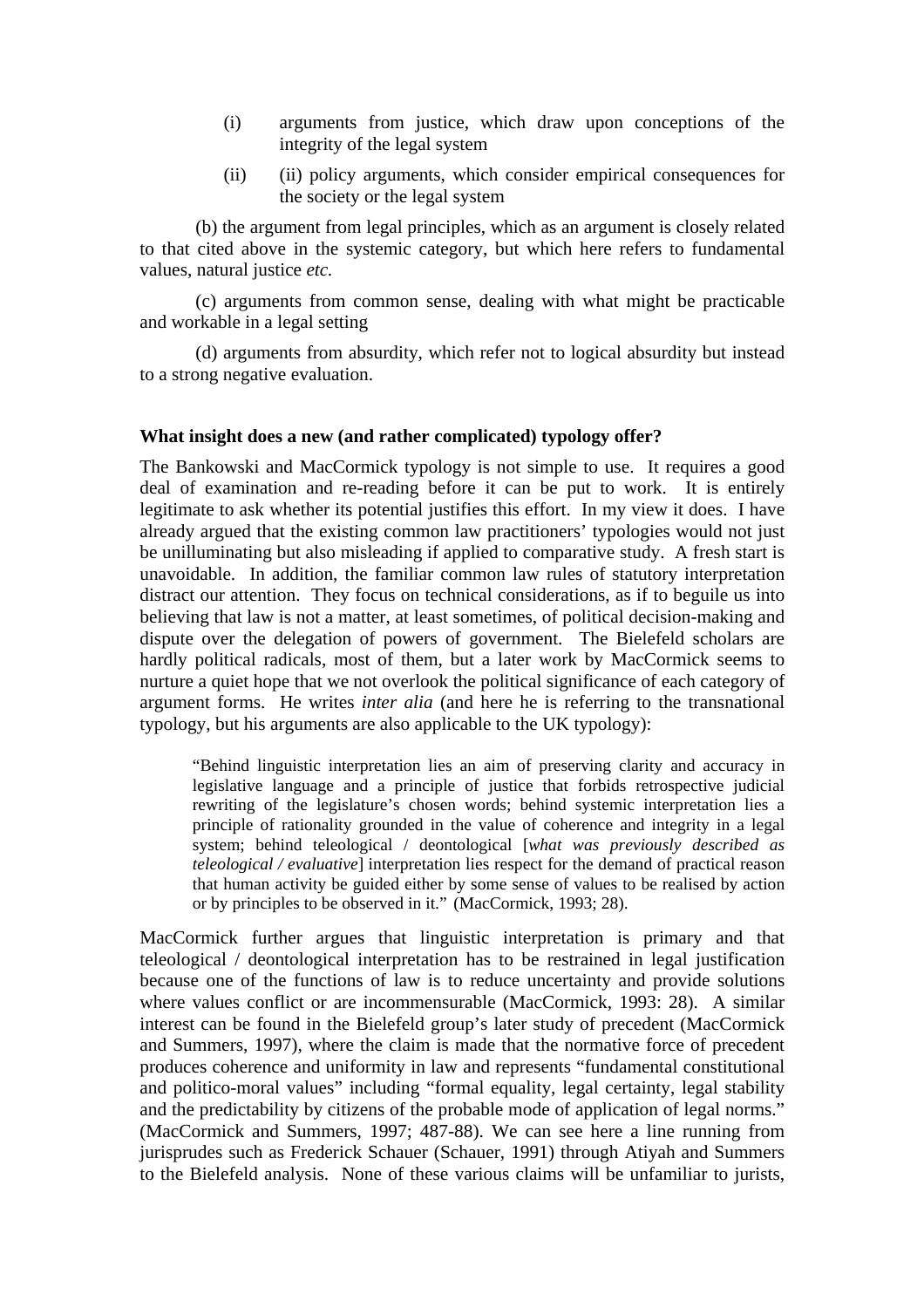(i) arguments from justice, which draw upon conceptions of the integrity of the legal system

(ii) (ii) policy arguments, which consider empirical consequences for the society or the legal system

(b) the argument from legal principles, which as an argument is closely related to that cited above in the systemic category, but which here refers to fundamental values, natural justice *etc.*

(c) arguments from common sense, dealing with what might be practicable and workable in a legal setting

(d) arguments from absurdity, which refer not to logical absurdity but instead to a strong negative evaluation.

**What insight does a new (and rather complicated) typology offer?**

The Bankowski and MacCormick typology is not simple to use. It requires a good deal of examination and re-reading before it can be put to work. It is entirely legitimate to ask whether its potential justifies this effort. In my view it does. I have already argued that the existing common law practitioners' typologies would not just be unilluminating but also misleading if applied to comparative study. A fresh start is unavoidable. In addition, the familiar common law rules of statutory interpretation distract our attention. They focus on technical considerations, as if to beguile us into believing that law is not a matter, at least sometimes, of political decision-making and dispute over the delegation of powers of government. The Bielefeld scholars are hardly political radicals, most of them, but a later work by MacCormick seems to nurture a quiet hope that we not overlook the political significance of each category of argument forms. He writes *inter alia* (and here he is referring to the transnational typology, but his arguments are also applicable to the UK typology):

> "Behind linguistic interpretation lies an aim of preserving clarity and accuracy in legislative language and a principle of justice that forbids retrospective judicial rewriting of the legislature's chosen words; behind systemic interpretation lies a principle of rationality grounded in the value of coherence and integrity in a legal system; behind teleological / deontological [*what was previously described as teleological / evaluative*] interpretation lies respect for the demand of practical reason that human activity be guided either by some sense of values to be realised by action or by principles to be observed in it." (MacCormick, 1993; 28).

MacCormick further argues that linguistic interpretation is primary and that teleological / deontological interpretation has to be restrained in legal justification because one of the functions of law is to reduce uncertainty and provide solutions where values conflict or are incommensurable (MacCormick, 1993: 28). A similar interest can be found in the Bielefeld group's later study of precedent (MacCormick and Summers, 1997), where the claim is made that the normative force of precedent produces coherence and uniformity in law and represents "fundamental constitutional and politico-moral values" including "formal equality, legal certainty, legal stability and the predictability by citizens of the probable mode of application of legal norms." (MacCormick and Summers, 1997; 487-88). We can see here a line running from jurisprudes such as Frederick Schauer (Schauer, 1991) through Atiyah and Summers to the Bielefeld analysis. None of these various claims will be unfamiliar to jurists,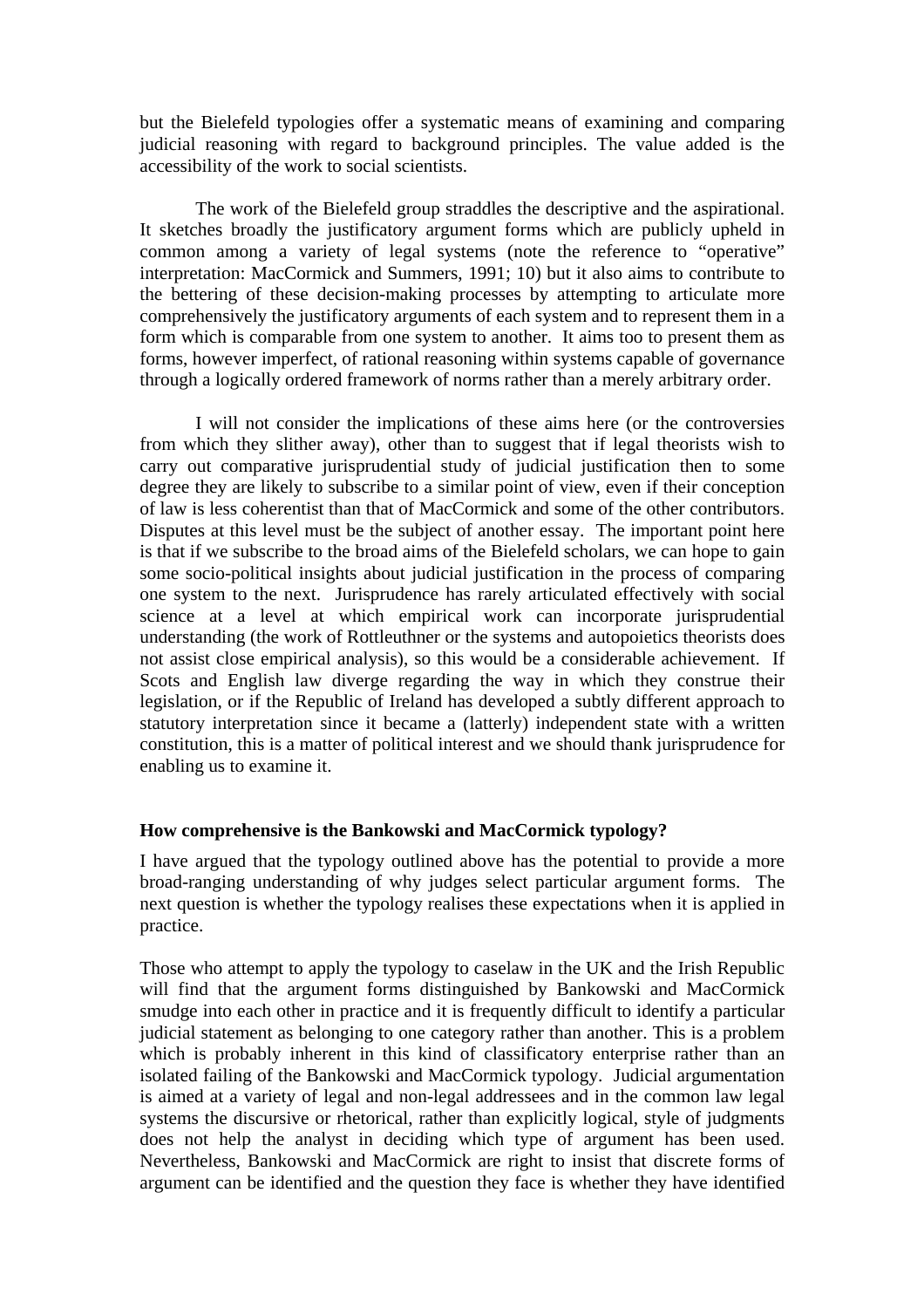but the Bielefeld typologies offer a systematic means of examining and comparing judicial reasoning with regard to background principles. The value added is the accessibility of the work to social scientists.

The work of the Bielefeld group straddles the descriptive and the aspirational. It sketches broadly the justificatory argument forms which are publicly upheld in common among a variety of legal systems (note the reference to "operative" interpretation: MacCormick and Summers, 1991; 10) but it also aims to contribute to the bettering of these decision-making processes by attempting to articulate more comprehensively the justificatory arguments of each system and to represent them in a form which is comparable from one system to another. It aims too to present them as forms, however imperfect, of rational reasoning within systems capable of governance through a logically ordered framework of norms rather than a merely arbitrary order.

I will not consider the implications of these aims here (or the controversies from which they slither away), other than to suggest that if legal theorists wish to carry out comparative jurisprudential study of judicial justification then to some degree they are likely to subscribe to a similar point of view, even if their conception of law is less coherentist than that of MacCormick and some of the other contributors. Disputes at this level must be the subject of another essay. The important point here is that if we subscribe to the broad aims of the Bielefeld scholars, we can hope to gain some socio-political insights about judicial justification in the process of comparing one system to the next. Jurisprudence has rarely articulated effectively with social science at a level at which empirical work can incorporate jurisprudential understanding (the work of Rottleuthner or the systems and autopoietics theorists does not assist close empirical analysis), so this would be a considerable achievement. If Scots and English law diverge regarding the way in which they construe their legislation, or if the Republic of Ireland has developed a subtly different approach to statutory interpretation since it became a (latterly) independent state with a written constitution, this is a matter of political interest and we should thank jurisprudence for enabling us to examine it.

### How comprehensive is the Bankowski and MacCormick typology?

I have argued that the typology outlined above has the potential to provide a more broad-ranging understanding of why judges select particular argument forms. The next question is whether the typology realises these expectations when it is applied in practice.

Those who attempt to apply the typology to caselaw in the UK and the Irish Republic will find that the argument forms distinguished by Bankowski and MacCormick smudge into each other in practice and it is frequently difficult to identify a particular judicial statement as belonging to one category rather than another. This is a problem which is probably inherent in this kind of classificatory enterprise rather than an isolated failing of the Bankowski and MacCormick typology. Judicial argumentation is aimed at a variety of legal and non-legal addressees and in the common law legal systems the discursive or rhetorical, rather than explicitly logical, style of judgments does not help the analyst in deciding which type of argument has been used. Nevertheless, Bankowski and MacCormick are right to insist that discrete forms of argument can be identified and the question they face is whether they have identified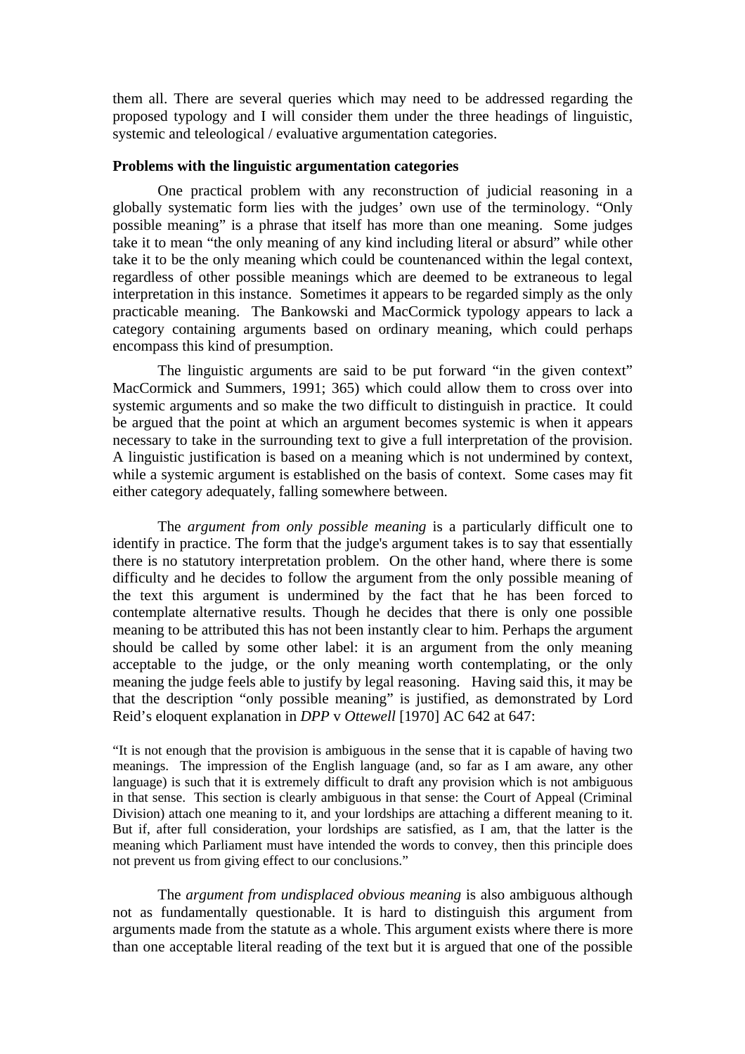them all. There are several queries which may need to be addressed regarding the proposed typology and I will consider them under the three headings of linguistic, systemic and teleological / evaluative argumentation categories.

**Problems with the linguistic argumentation categories**

One practical problem with any reconstruction of judicial reasoning in a globally systematic form lies with the judges' own use of the terminology. "Only possible meaning" is a phrase that itself has more than one meaning. Some judges take it to mean "the only meaning of any kind including literal or absurd" while other take it to be the only meaning which could be countenanced within the legal context, regardless of other possible meanings which are deemed to be extraneous to legal interpretation in this instance. Sometimes it appears to be regarded simply as the only practicable meaning. The Bankowski and MacCormick typology appears to lack a category containing arguments based on ordinary meaning, which could perhaps encompass this kind of presumption.

The linguistic arguments are said to be put forward "in the given context" MacCormick and Summers, 1991; 365) which could allow them to cross over into systemic arguments and so make the two difficult to distinguish in practice. It could be argued that the point at which an argument becomes systemic is when it appears necessary to take in the surrounding text to give a full interpretation of the provision. A linguistic justification is based on a meaning which is not undermined by context, while a systemic argument is established on the basis of context. Some cases may fit either category adequately, falling somewhere between.

The *argument from only possible meaning* is a particularly difficult one to identify in practice. The form that the judge's argument takes is to say that essentially there is no statutory interpretation problem. On the other hand, where there is some difficulty and he decides to follow the argument from the only possible meaning of the text this argument is undermined by the fact that he has been forced to contemplate alternative results. Though he decides that there is only one possible meaning to be attributed this has not been instantly clear to him. Perhaps the argument should be called by some other label: it is an argument from the only meaning acceptable to the judge, or the only meaning worth contemplating, or the only meaning the judge feels able to justify by legal reasoning. Having said this, it may be that the description "only possible meaning" is justified, as demonstrated by Lord Reid's eloquent explanation in *DPP* v *Ottewell* [1970] AC 642 at 647:

> "It is not enough that the provision is ambiguous in the sense that it is capable of having two meanings. The impression of the English language (and, so far as I am aware, any other language) is such that it is extremely difficult to draft any provision which is not ambiguous in that sense. This section is clearly ambiguous in that sense: the Court of Appeal (Criminal Division) attach one meaning to it, and your lordships are attaching a different meaning to it. But if, after full consideration, your lordships are satisfied, as I am, that the latter is the meaning which Parliament must have intended the words to convey, then this principle does not prevent us from giving effect to our conclusions."

The *argument from undisplaced obvious meaning* is also ambiguous although not as fundamentally questionable. It is hard to distinguish this argument from arguments made from the statute as a whole. This argument exists where there is more than one acceptable literal reading of the text but it is argued that one of the possible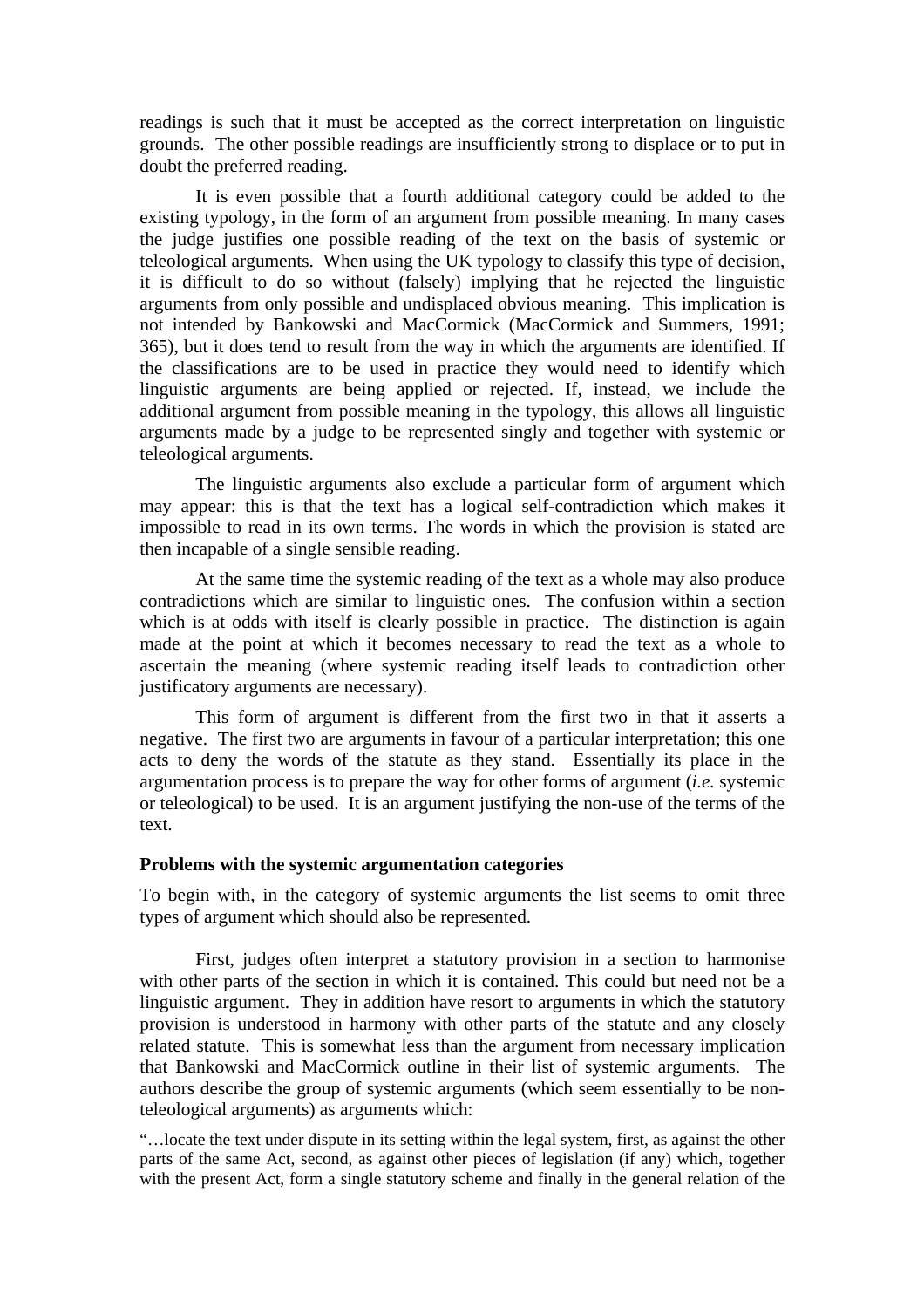readings is such that it must be accepted as the correct interpretation on linguistic grounds. The other possible readings are insufficiently strong to displace or to put in doubt the preferred reading.

It is even possible that a fourth additional category could be added to the existing typology, in the form of an argument from possible meaning. In many cases the judge justifies one possible reading of the text on the basis of systemic or teleological arguments. When using the UK typology to classify this type of decision, it is difficult to do so without (falsely) implying that he rejected the linguistic arguments from only possible and undisplaced obvious meaning. This implication is not intended by Bankowski and MacCormick (MacCormick and Summers, 1991; 365), but it does tend to result from the way in which the arguments are identified. If the classifications are to be used in practice they would need to identify which linguistic arguments are being applied or rejected. If, instead, we include the additional argument from possible meaning in the typology, this allows all linguistic arguments made by a judge to be represented singly and together with systemic or teleological arguments.

The linguistic arguments also exclude a particular form of argument which may appear: this is that the text has a logical self-contradiction which makes it impossible to read in its own terms. The words in which the provision is stated are then incapable of a single sensible reading.

At the same time the systemic reading of the text as a whole may also produce contradictions which are similar to linguistic ones. The confusion within a section which is at odds with itself is clearly possible in practice. The distinction is again made at the point at which it becomes necessary to read the text as a whole to ascertain the meaning (where systemic reading itself leads to contradiction other justificatory arguments are necessary).

This form of argument is different from the first two in that it asserts a negative. The first two are arguments in favour of a particular interpretation; this one acts to deny the words of the statute as they stand. Essentially its place in the argumentation process is to prepare the way for other forms of argument (*i.e.* systemic or teleological) to be used. It is an argument justifying the non-use of the terms of the text.

**Problems with the systemic argumentation categories**

To begin with, in the category of systemic arguments the list seems to omit three types of argument which should also be represented.

First, judges often interpret a statutory provision in a section to harmonise with other parts of the section in which it is contained. This could but need not be a linguistic argument. They in addition have resort to arguments in which the statutory provision is understood in harmony with other parts of the statute and any closely related statute. This is somewhat less than the argument from necessary implication that Bankowski and MacCormick outline in their list of systemic arguments. The authors describe the group of systemic arguments (which seem essentially to be non-teleological arguments) as arguments which:

"…locate the text under dispute in its setting within the legal system, first, as against the other parts of the same Act, second, as against other pieces of legislation (if any) which, together with the present Act, form a single statutory scheme and finally in the general relation of the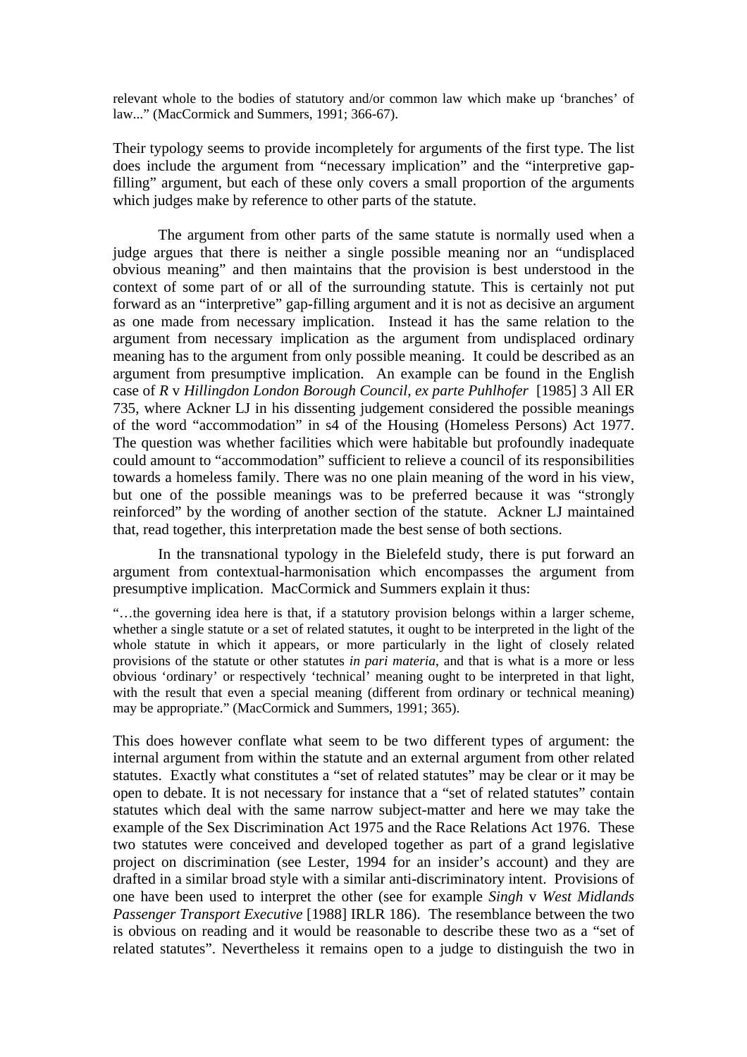relevant whole to the bodies of statutory and/or common law which make up 'branches' of law..." (MacCormick and Summers, 1991; 366-67).

Their typology seems to provide incompletely for arguments of the first type. The list does include the argument from "necessary implication" and the "interpretive gap-filling" argument, but each of these only covers a small proportion of the arguments which judges make by reference to other parts of the statute.

The argument from other parts of the same statute is normally used when a judge argues that there is neither a single possible meaning nor an "undisplaced obvious meaning" and then maintains that the provision is best understood in the context of some part of or all of the surrounding statute. This is certainly not put forward as an "interpretive" gap-filling argument and it is not as decisive an argument as one made from necessary implication. Instead it has the same relation to the argument from necessary implication as the argument from undisplaced ordinary meaning has to the argument from only possible meaning. It could be described as an argument from presumptive implication. An example can be found in the English case of *R* v *Hillingdon London Borough Council, ex parte Puhlhofer* [1985] 3 All ER 735, where Ackner LJ in his dissenting judgement considered the possible meanings of the word "accommodation" in s4 of the Housing (Homeless Persons) Act 1977. The question was whether facilities which were habitable but profoundly inadequate could amount to "accommodation" sufficient to relieve a council of its responsibilities towards a homeless family. There was no one plain meaning of the word in his view, but one of the possible meanings was to be preferred because it was "strongly reinforced" by the wording of another section of the statute. Ackner LJ maintained that, read together, this interpretation made the best sense of both sections.

In the transnational typology in the Bielefeld study, there is put forward an argument from contextual-harmonisation which encompasses the argument from presumptive implication. MacCormick and Summers explain it thus:

"…the governing idea here is that, if a statutory provision belongs within a larger scheme, whether a single statute or a set of related statutes, it ought to be interpreted in the light of the whole statute in which it appears, or more particularly in the light of closely related provisions of the statute or other statutes *in pari materia*, and that is what is a more or less obvious 'ordinary' or respectively 'technical' meaning ought to be interpreted in that light, with the result that even a special meaning (different from ordinary or technical meaning) may be appropriate." (MacCormick and Summers, 1991; 365).

This does however conflate what seem to be two different types of argument: the internal argument from within the statute and an external argument from other related statutes. Exactly what constitutes a "set of related statutes" may be clear or it may be open to debate. It is not necessary for instance that a "set of related statutes" contain statutes which deal with the same narrow subject-matter and here we may take the example of the Sex Discrimination Act 1975 and the Race Relations Act 1976. These two statutes were conceived and developed together as part of a grand legislative project on discrimination (see Lester, 1994 for an insider's account) and they are drafted in a similar broad style with a similar anti-discriminatory intent. Provisions of one have been used to interpret the other (see for example *Singh* v *West Midlands Passenger Transport Executive* [1988] IRLR 186). The resemblance between the two is obvious on reading and it would be reasonable to describe these two as a "set of related statutes". Nevertheless it remains open to a judge to distinguish the two in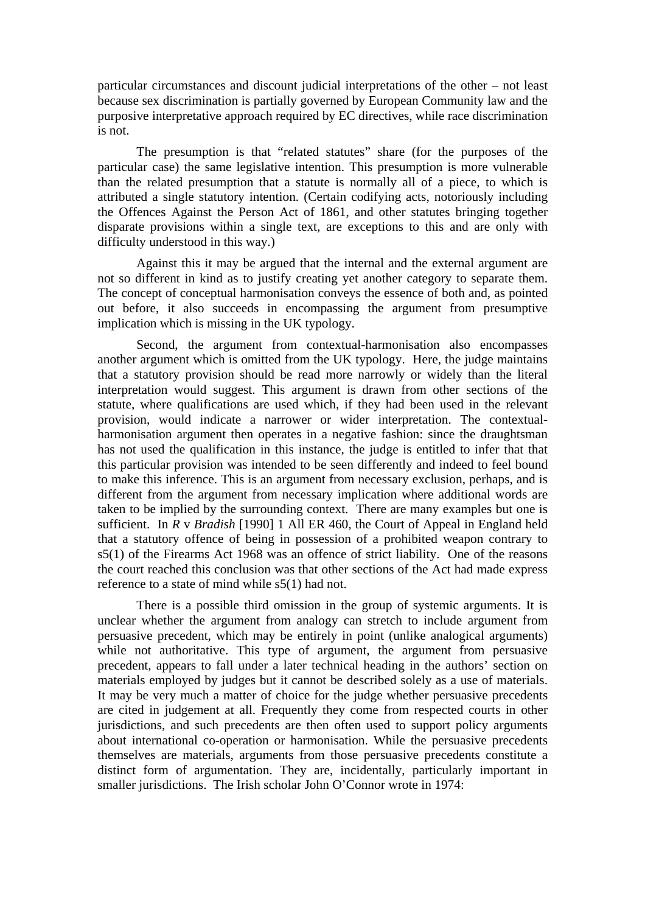particular circumstances and discount judicial interpretations of the other – not least because sex discrimination is partially governed by European Community law and the purposive interpretative approach required by EC directives, while race discrimination is not.

The presumption is that "related statutes" share (for the purposes of the particular case) the same legislative intention. This presumption is more vulnerable than the related presumption that a statute is normally all of a piece, to which is attributed a single statutory intention. (Certain codifying acts, notoriously including the Offences Against the Person Act of 1861, and other statutes bringing together disparate provisions within a single text, are exceptions to this and are only with difficulty understood in this way.)

Against this it may be argued that the internal and the external argument are not so different in kind as to justify creating yet another category to separate them. The concept of conceptual harmonisation conveys the essence of both and, as pointed out before, it also succeeds in encompassing the argument from presumptive implication which is missing in the UK typology.

Second, the argument from contextual-harmonisation also encompasses another argument which is omitted from the UK typology. Here, the judge maintains that a statutory provision should be read more narrowly or widely than the literal interpretation would suggest. This argument is drawn from other sections of the statute, where qualifications are used which, if they had been used in the relevant provision, would indicate a narrower or wider interpretation. The contextual-harmonisation argument then operates in a negative fashion: since the draughtsman has not used the qualification in this instance, the judge is entitled to infer that that this particular provision was intended to be seen differently and indeed to feel bound to make this inference. This is an argument from necessary exclusion, perhaps, and is different from the argument from necessary implication where additional words are taken to be implied by the surrounding context. There are many examples but one is sufficient. In *R* v *Bradish* [1990] 1 All ER 460, the Court of Appeal in England held that a statutory offence of being in possession of a prohibited weapon contrary to s5(1) of the Firearms Act 1968 was an offence of strict liability. One of the reasons the court reached this conclusion was that other sections of the Act had made express reference to a state of mind while s5(1) had not.

There is a possible third omission in the group of systemic arguments. It is unclear whether the argument from analogy can stretch to include argument from persuasive precedent, which may be entirely in point (unlike analogical arguments) while not authoritative. This type of argument, the argument from persuasive precedent, appears to fall under a later technical heading in the authors' section on materials employed by judges but it cannot be described solely as a use of materials. It may be very much a matter of choice for the judge whether persuasive precedents are cited in judgement at all. Frequently they come from respected courts in other jurisdictions, and such precedents are then often used to support policy arguments about international co-operation or harmonisation. While the persuasive precedents themselves are materials, arguments from those persuasive precedents constitute a distinct form of argumentation. They are, incidentally, particularly important in smaller jurisdictions. The Irish scholar John O'Connor wrote in 1974: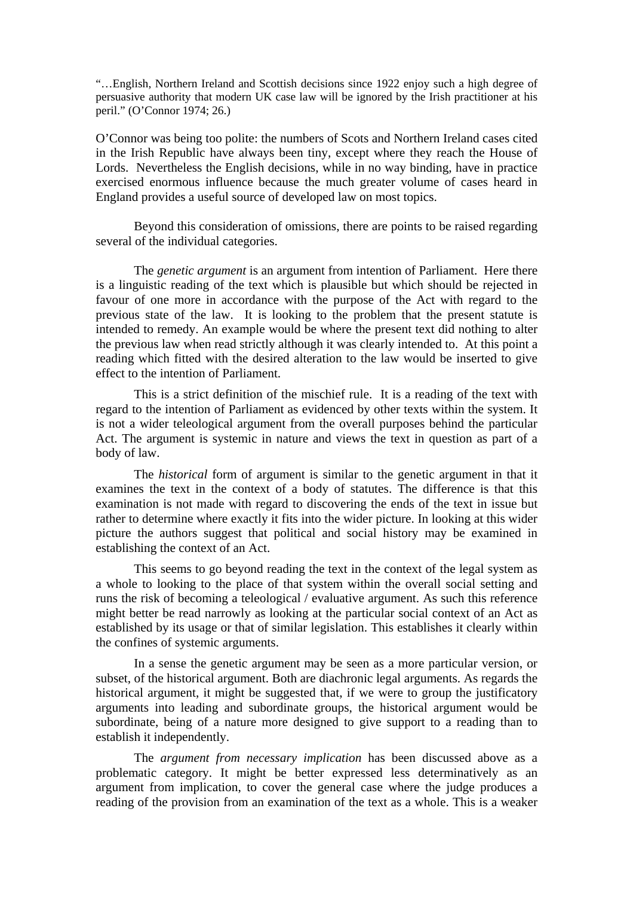"…English, Northern Ireland and Scottish decisions since 1922 enjoy such a high degree of persuasive authority that modern UK case law will be ignored by the Irish practitioner at his peril." (O'Connor 1974; 26.)

O'Connor was being too polite: the numbers of Scots and Northern Ireland cases cited in the Irish Republic have always been tiny, except where they reach the House of Lords. Nevertheless the English decisions, while in no way binding, have in practice exercised enormous influence because the much greater volume of cases heard in England provides a useful source of developed law on most topics.

Beyond this consideration of omissions, there are points to be raised regarding several of the individual categories.

The *genetic argument* is an argument from intention of Parliament. Here there is a linguistic reading of the text which is plausible but which should be rejected in favour of one more in accordance with the purpose of the Act with regard to the previous state of the law. It is looking to the problem that the present statute is intended to remedy. An example would be where the present text did nothing to alter the previous law when read strictly although it was clearly intended to. At this point a reading which fitted with the desired alteration to the law would be inserted to give effect to the intention of Parliament.

This is a strict definition of the mischief rule. It is a reading of the text with regard to the intention of Parliament as evidenced by other texts within the system. It is not a wider teleological argument from the overall purposes behind the particular Act. The argument is systemic in nature and views the text in question as part of a body of law.

The *historical* form of argument is similar to the genetic argument in that it examines the text in the context of a body of statutes. The difference is that this examination is not made with regard to discovering the ends of the text in issue but rather to determine where exactly it fits into the wider picture. In looking at this wider picture the authors suggest that political and social history may be examined in establishing the context of an Act.

This seems to go beyond reading the text in the context of the legal system as a whole to looking to the place of that system within the overall social setting and runs the risk of becoming a teleological / evaluative argument. As such this reference might better be read narrowly as looking at the particular social context of an Act as established by its usage or that of similar legislation. This establishes it clearly within the confines of systemic arguments.

In a sense the genetic argument may be seen as a more particular version, or subset, of the historical argument. Both are diachronic legal arguments. As regards the historical argument, it might be suggested that, if we were to group the justificatory arguments into leading and subordinate groups, the historical argument would be subordinate, being of a nature more designed to give support to a reading than to establish it independently.

The *argument from necessary implication* has been discussed above as a problematic category. It might be better expressed less determinatively as an argument from implication, to cover the general case where the judge produces a reading of the provision from an examination of the text as a whole. This is a weaker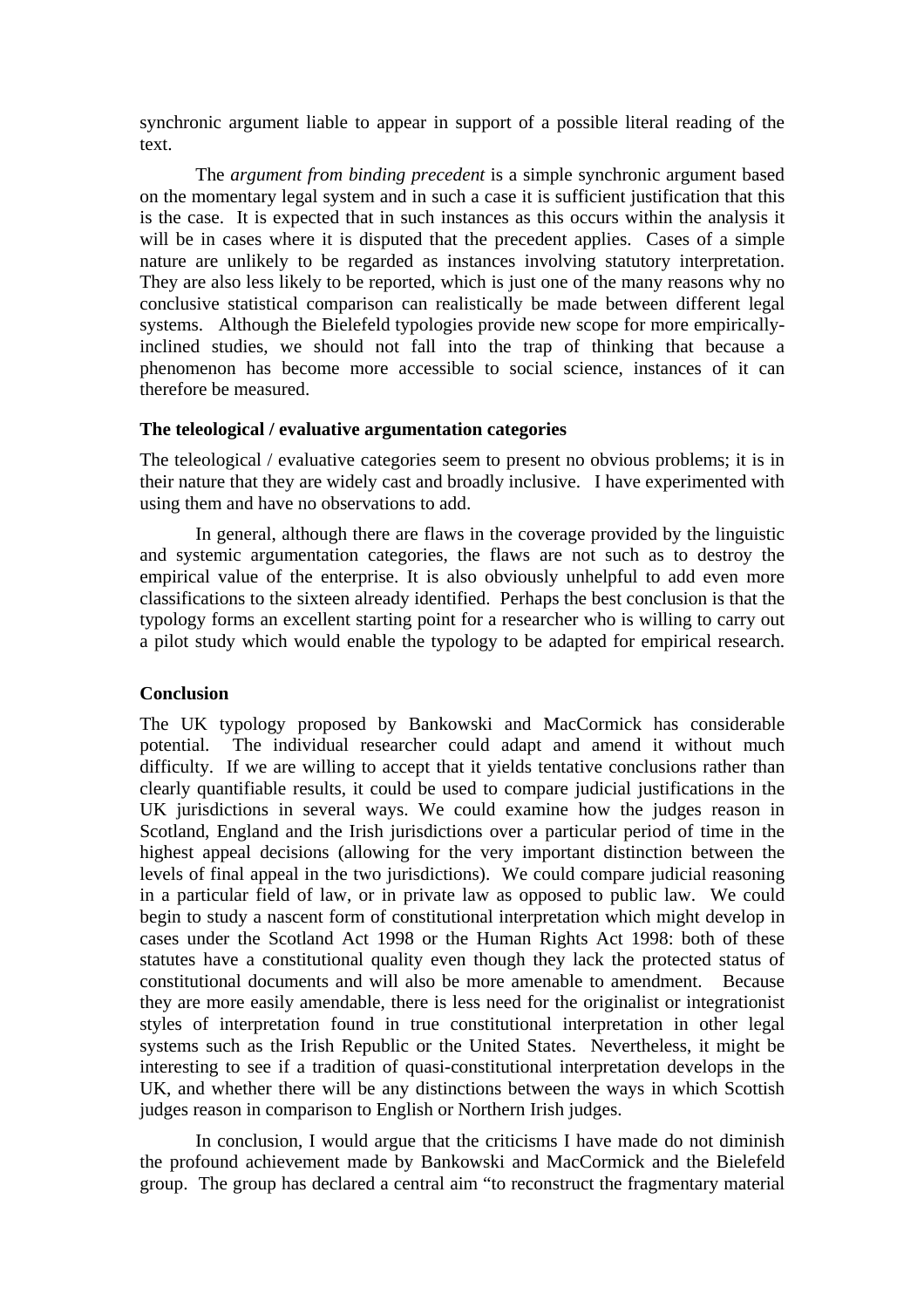synchronic argument liable to appear in support of a possible literal reading of the text.

The *argument from binding precedent* is a simple synchronic argument based on the momentary legal system and in such a case it is sufficient justification that this is the case. It is expected that in such instances as this occurs within the analysis it will be in cases where it is disputed that the precedent applies. Cases of a simple nature are unlikely to be regarded as instances involving statutory interpretation. They are also less likely to be reported, which is just one of the many reasons why no conclusive statistical comparison can realistically be made between different legal systems. Although the Bielefeld typologies provide new scope for more empirically-inclined studies, we should not fall into the trap of thinking that because a phenomenon has become more accessible to social science, instances of it can therefore be measured.

**The teleological / evaluative argumentation categories**

The teleological / evaluative categories seem to present no obvious problems; it is in their nature that they are widely cast and broadly inclusive. I have experimented with using them and have no observations to add.

In general, although there are flaws in the coverage provided by the linguistic and systemic argumentation categories, the flaws are not such as to destroy the empirical value of the enterprise. It is also obviously unhelpful to add even more classifications to the sixteen already identified. Perhaps the best conclusion is that the typology forms an excellent starting point for a researcher who is willing to carry out a pilot study which would enable the typology to be adapted for empirical research.

**Conclusion**

The UK typology proposed by Bankowski and MacCormick has considerable potential. The individual researcher could adapt and amend it without much difficulty. If we are willing to accept that it yields tentative conclusions rather than clearly quantifiable results, it could be used to compare judicial justifications in the UK jurisdictions in several ways. We could examine how the judges reason in Scotland, England and the Irish jurisdictions over a particular period of time in the highest appeal decisions (allowing for the very important distinction between the levels of final appeal in the two jurisdictions). We could compare judicial reasoning in a particular field of law, or in private law as opposed to public law. We could begin to study a nascent form of constitutional interpretation which might develop in cases under the Scotland Act 1998 or the Human Rights Act 1998: both of these statutes have a constitutional quality even though they lack the protected status of constitutional documents and will also be more amenable to amendment. Because they are more easily amendable, there is less need for the originalist or integrationist styles of interpretation found in true constitutional interpretation in other legal systems such as the Irish Republic or the United States. Nevertheless, it might be interesting to see if a tradition of quasi-constitutional interpretation develops in the UK, and whether there will be any distinctions between the ways in which Scottish judges reason in comparison to English or Northern Irish judges.

In conclusion, I would argue that the criticisms I have made do not diminish the profound achievement made by Bankowski and MacCormick and the Bielefeld group. The group has declared a central aim "to reconstruct the fragmentary material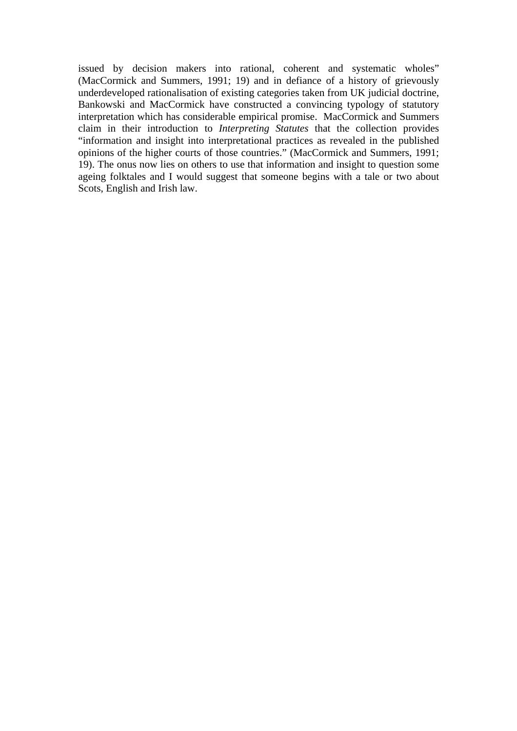issued by decision makers into rational, coherent and systematic wholes" (MacCormick and Summers, 1991; 19) and in defiance of a history of grievously underdeveloped rationalisation of existing categories taken from UK judicial doctrine, Bankowski and MacCormick have constructed a convincing typology of statutory interpretation which has considerable empirical promise. MacCormick and Summers claim in their introduction to *Interpreting Statutes* that the collection provides "information and insight into interpretational practices as revealed in the published opinions of the higher courts of those countries." (MacCormick and Summers, 1991; 19). The onus now lies on others to use that information and insight to question some ageing folktales and I would suggest that someone begins with a tale or two about Scots, English and Irish law.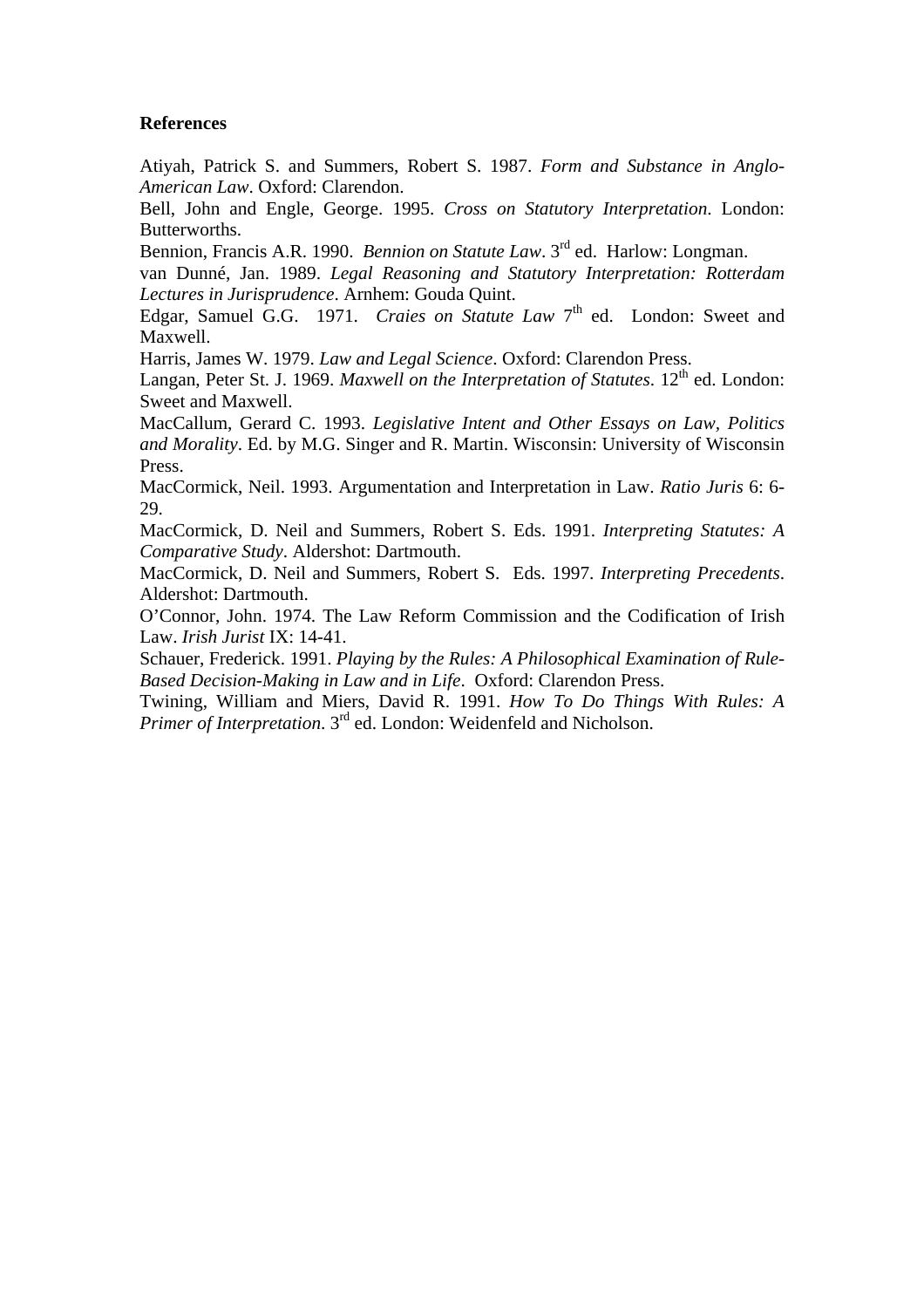**References**

Atiyah, Patrick S. and Summers, Robert S. 1987. *Form and Substance in Anglo-American Law*. Oxford: Clarendon.

Bell, John and Engle, George. 1995. *Cross on Statutory Interpretation*. London: Butterworths.

Bennion, Francis A.R. 1990. *Bennion on Statute Law*. 3rd ed. Harlow: Longman.

van Dunné, Jan. 1989. *Legal Reasoning and Statutory Interpretation: Rotterdam Lectures in Jurisprudence*. Arnhem: Gouda Quint.

Edgar, Samuel G.G. 1971. *Craies on Statute Law* 7th ed. London: Sweet and Maxwell.

Harris, James W. 1979. *Law and Legal Science*. Oxford: Clarendon Press.

Langan, Peter St. J. 1969. *Maxwell on the Interpretation of Statutes*. 12th ed. London: Sweet and Maxwell.

MacCallum, Gerard C. 1993. *Legislative Intent and Other Essays on Law, Politics and Morality*. Ed. by M.G. Singer and R. Martin. Wisconsin: University of Wisconsin Press.

MacCormick, Neil. 1993. Argumentation and Interpretation in Law. *Ratio Juris* 6: 6-29.

MacCormick, D. Neil and Summers, Robert S. Eds. 1991. *Interpreting Statutes: A Comparative Study*. Aldershot: Dartmouth.

MacCormick, D. Neil and Summers, Robert S. Eds. 1997. *Interpreting Precedents*. Aldershot: Dartmouth.

O'Connor, John. 1974. The Law Reform Commission and the Codification of Irish Law. *Irish Jurist* IX: 14-41.

Schauer, Frederick. 1991. *Playing by the Rules: A Philosophical Examination of Rule-Based Decision-Making in Law and in Life*. Oxford: Clarendon Press.

Twining, William and Miers, David R. 1991. *How To Do Things With Rules: A Primer of Interpretation*. 3rd ed. London: Weidenfeld and Nicholson.